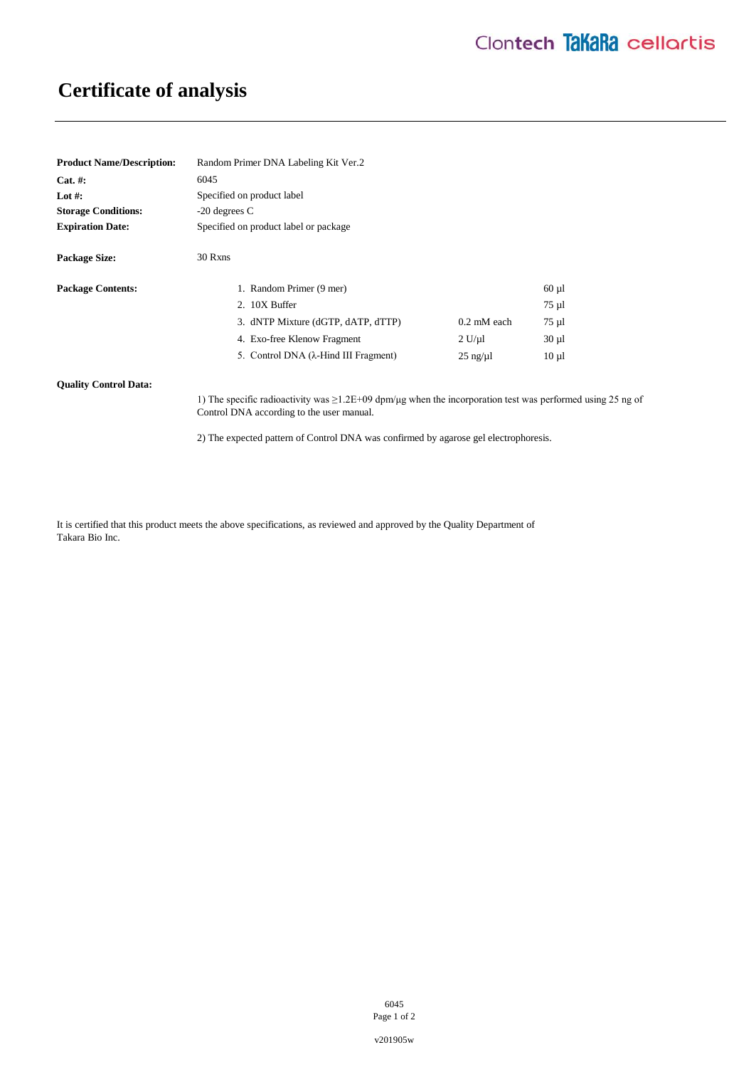# Certificate of analysis

**Product Name/Description:** Random Primer DNA Labeling Kit Ver.2

**Cat. #:** 6045

**Lot #:** Specified on product label

**Storage Conditions:** -20 degrees C

**Expiration Date:** Specified on product label or package

**Package Size:** 30 Rxns

**Package Contents:**

| | | |
|---|---|---|
| 1. Random Primer (9 mer) | | 60 µl |
| 2. 10X Buffer | | 75 µl |
| 3. dNTP Mixture (dGTP, dATP, dTTP) | 0.2 mM each | 75 µl |
| 4. Exo-free Klenow Fragment | 2 U/µl | 30 µl |
| 5. Control DNA (λ-Hind III Fragment) | 25 ng/µl | 10 µl |

**Quality Control Data:**

1) The specific radioactivity was ≥1.2E+09 dpm/µg when the incorporation test was performed using 25 ng of Control DNA according to the user manual.

2) The expected pattern of Control DNA was confirmed by agarose gel electrophoresis.

It is certified that this product meets the above specifications, as reviewed and approved by the Quality Department of Takara Bio Inc.

v201905w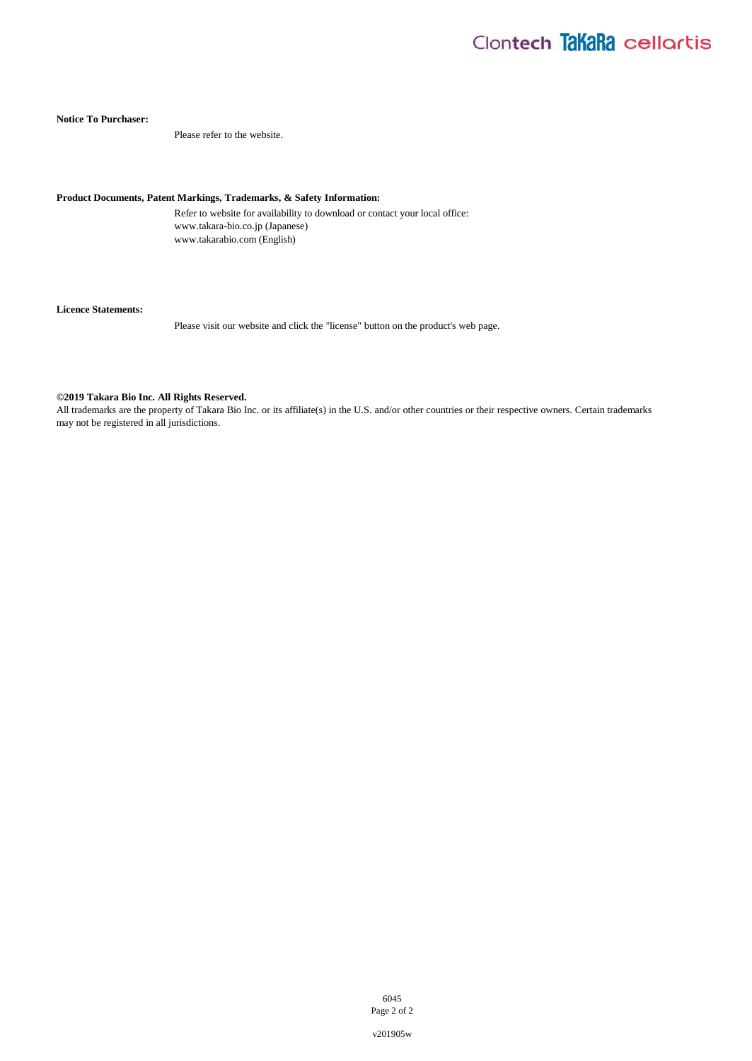**Notice To Purchaser:**

Please refer to the website.

**Product Documents, Patent Markings, Trademarks, & Safety Information:**

Refer to website for availability to download or contact your local office:
www.takara-bio.co.jp (Japanese)
www.takarabio.com (English)

**Licence Statements:**

Please visit our website and click the "license" button on the product's web page.

**©2019 Takara Bio Inc. All Rights Reserved.**
All trademarks are the property of Takara Bio Inc. or its affiliate(s) in the U.S. and/or other countries or their respective owners. Certain trademarks may not be registered in all jurisdictions.

6045

v201905w